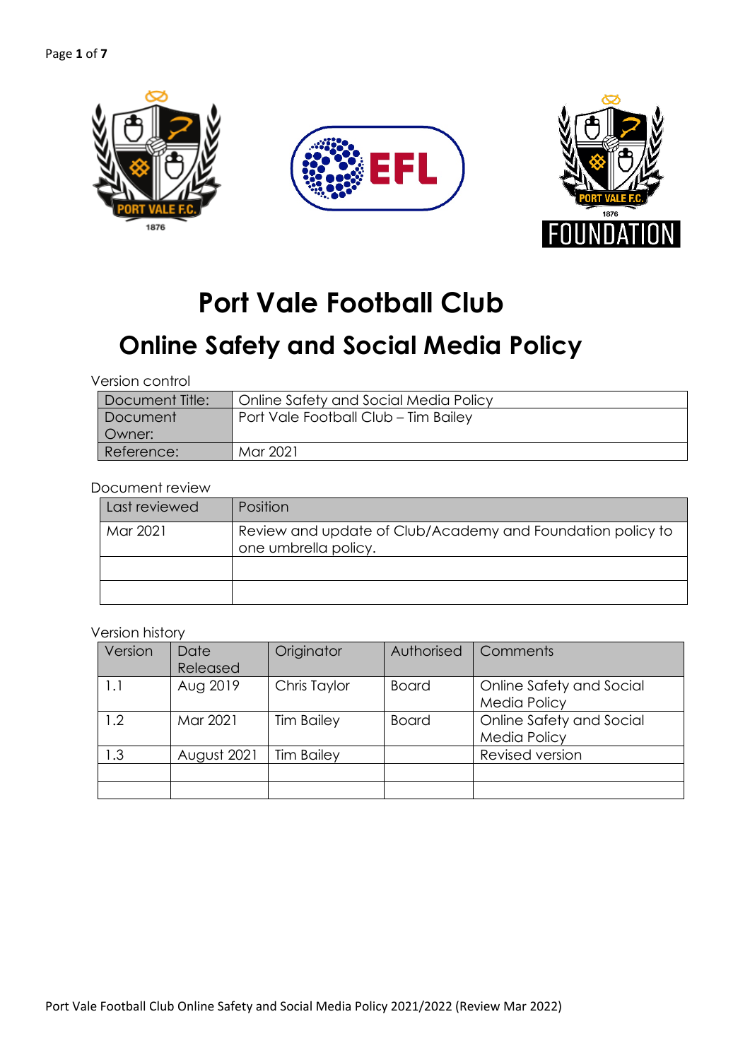# Port Vale Football Club

## Online Safety and Social Media Policy

Version control

| Document Title: | Online Safety and Social Media Policy |
|---|---|
| Document Owner: | Port Vale Football Club – Tim Bailey |
| Reference: | Mar 2021 |

Document review

| Last reviewed | Position |
|---|---|
| Mar 2021 | Review and update of Club/Academy and Foundation policy to one umbrella policy. |
| | |
| | |

Version history

| Version | Date Released | Originator | Authorised | Comments |
|---|---|---|---|---|
| 1.1 | Aug 2019 | Chris Taylor | Board | Online Safety and Social Media Policy |
| 1.2 | Mar 2021 | Tim Bailey | Board | Online Safety and Social Media Policy |
| 1.3 | August 2021 | Tim Bailey | | Revised version |
| | | | | |
| | | | | |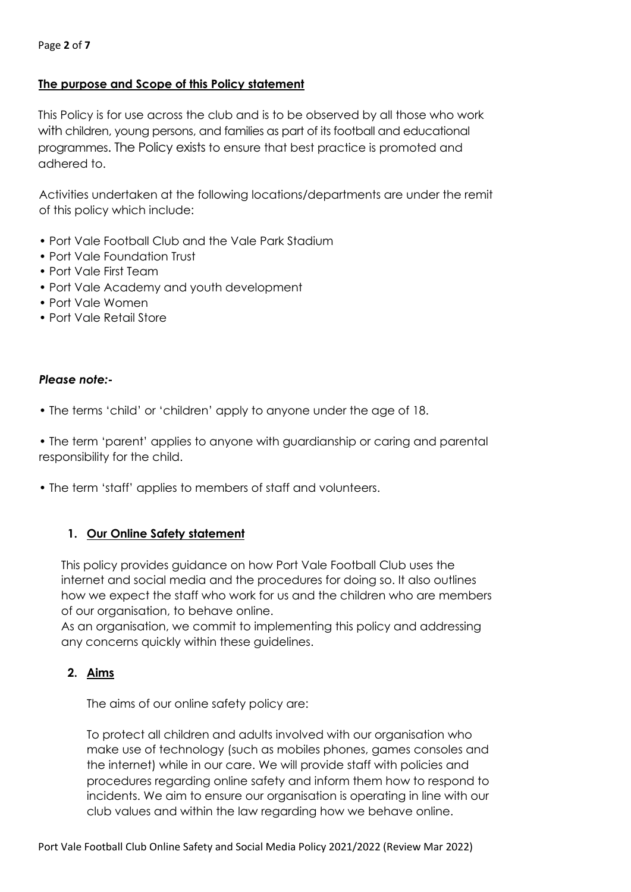## The purpose and Scope of this Policy statement

This Policy is for use across the club and is to be observed by all those who work with children, young persons, and families as part of its football and educational programmes. The Policy exists to ensure that best practice is promoted and adhered to.

Activities undertaken at the following locations/departments are under the remit of this policy which include:

- Port Vale Football Club and the Vale Park Stadium
- Port Vale Foundation Trust
- Port Vale First Team
- Port Vale Academy and youth development
- Port Vale Women
- Port Vale Retail Store

***Please note:-***

- The terms 'child' or 'children' apply to anyone under the age of 18.
- The term 'parent' applies to anyone with guardianship or caring and parental responsibility for the child.
- The term 'staff' applies to members of staff and volunteers.

### 1. Our Online Safety statement

This policy provides guidance on how Port Vale Football Club uses the internet and social media and the procedures for doing so. It also outlines how we expect the staff who work for us and the children who are members of our organisation, to behave online.

As an organisation, we commit to implementing this policy and addressing any concerns quickly within these guidelines.

### 2. Aims

The aims of our online safety policy are:

To protect all children and adults involved with our organisation who make use of technology (such as mobiles phones, games consoles and the internet) while in our care. We will provide staff with policies and procedures regarding online safety and inform them how to respond to incidents. We aim to ensure our organisation is operating in line with our club values and within the law regarding how we behave online.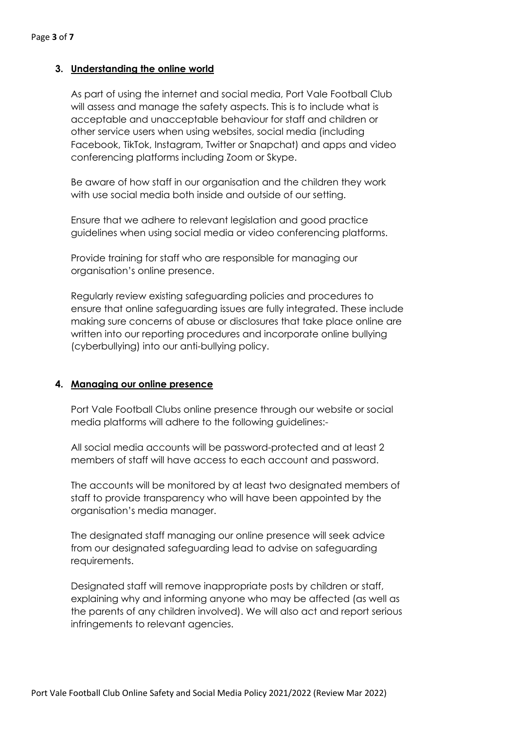## 3. Understanding the online world

As part of using the internet and social media, Port Vale Football Club will assess and manage the safety aspects. This is to include what is acceptable and unacceptable behaviour for staff and children or other service users when using websites, social media (including Facebook, TikTok, Instagram, Twitter or Snapchat) and apps and video conferencing platforms including Zoom or Skype.

Be aware of how staff in our organisation and the children they work with use social media both inside and outside of our setting.

Ensure that we adhere to relevant legislation and good practice guidelines when using social media or video conferencing platforms.

Provide training for staff who are responsible for managing our organisation's online presence.

Regularly review existing safeguarding policies and procedures to ensure that online safeguarding issues are fully integrated. These include making sure concerns of abuse or disclosures that take place online are written into our reporting procedures and incorporate online bullying (cyberbullying) into our anti-bullying policy.

## 4. Managing our online presence

Port Vale Football Clubs online presence through our website or social media platforms will adhere to the following guidelines:-

All social media accounts will be password-protected and at least 2 members of staff will have access to each account and password.

The accounts will be monitored by at least two designated members of staff to provide transparency who will have been appointed by the organisation's media manager.

The designated staff managing our online presence will seek advice from our designated safeguarding lead to advise on safeguarding requirements.

Designated staff will remove inappropriate posts by children or staff, explaining why and informing anyone who may be affected (as well as the parents of any children involved). We will also act and report serious infringements to relevant agencies.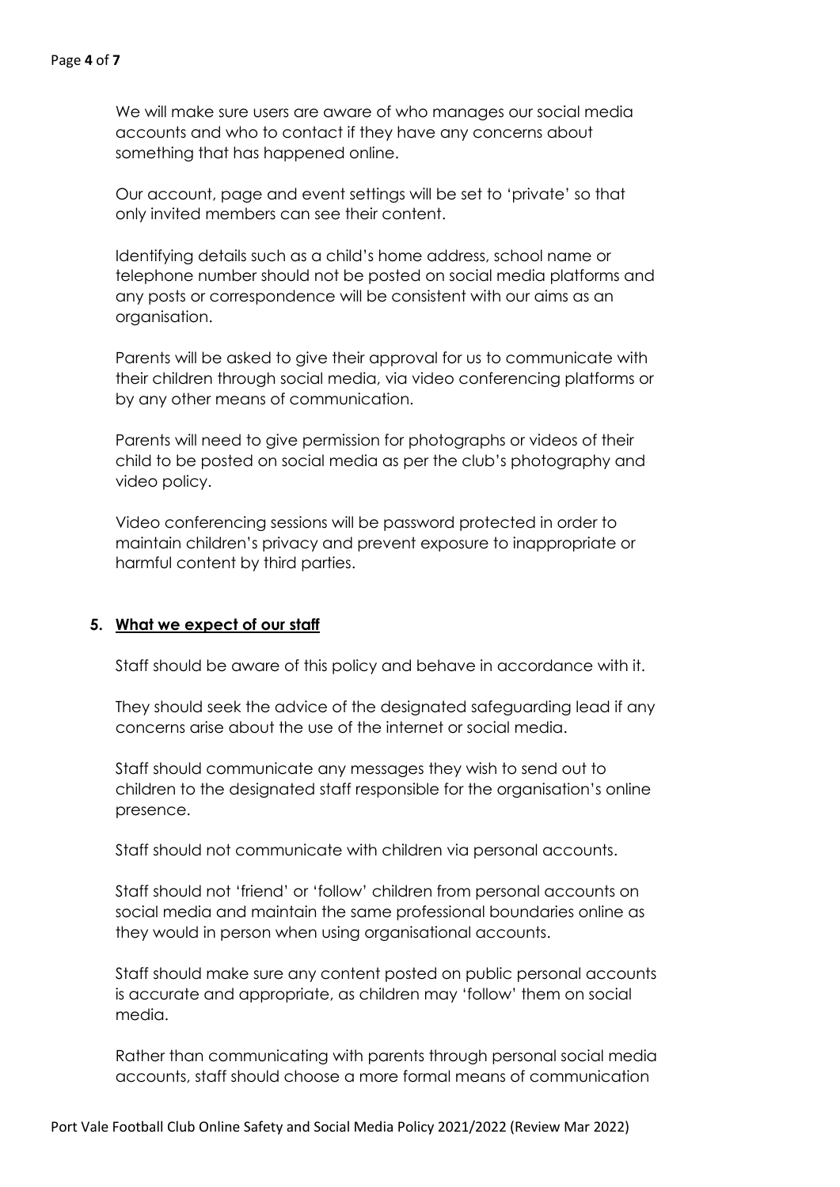We will make sure users are aware of who manages our social media accounts and who to contact if they have any concerns about something that has happened online.

Our account, page and event settings will be set to 'private' so that only invited members can see their content.

Identifying details such as a child's home address, school name or telephone number should not be posted on social media platforms and any posts or correspondence will be consistent with our aims as an organisation.

Parents will be asked to give their approval for us to communicate with their children through social media, via video conferencing platforms or by any other means of communication.

Parents will need to give permission for photographs or videos of their child to be posted on social media as per the club's photography and video policy.

Video conferencing sessions will be password protected in order to maintain children's privacy and prevent exposure to inappropriate or harmful content by third parties.

## 5. What we expect of our staff

Staff should be aware of this policy and behave in accordance with it.

They should seek the advice of the designated safeguarding lead if any concerns arise about the use of the internet or social media.

Staff should communicate any messages they wish to send out to children to the designated staff responsible for the organisation's online presence.

Staff should not communicate with children via personal accounts.

Staff should not 'friend' or 'follow' children from personal accounts on social media and maintain the same professional boundaries online as they would in person when using organisational accounts.

Staff should make sure any content posted on public personal accounts is accurate and appropriate, as children may 'follow' them on social media.

Rather than communicating with parents through personal social media accounts, staff should choose a more formal means of communication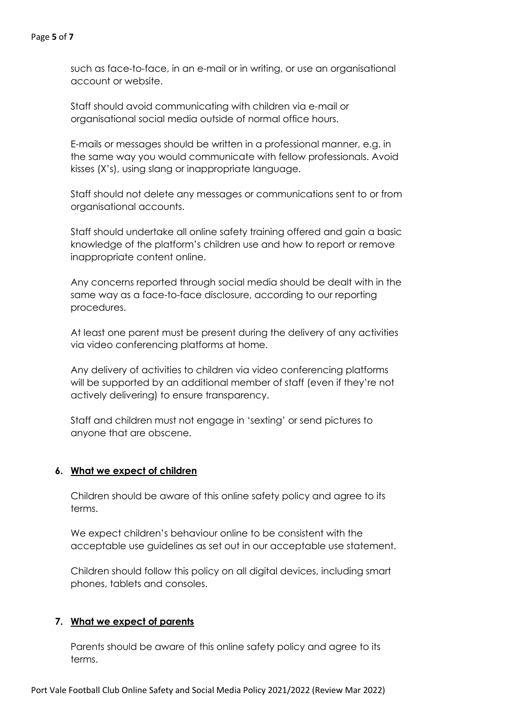such as face-to-face, in an e-mail or in writing, or use an organisational account or website.

Staff should avoid communicating with children via e-mail or organisational social media outside of normal office hours.

E-mails or messages should be written in a professional manner, e.g. in the same way you would communicate with fellow professionals. Avoid kisses (X's), using slang or inappropriate language.

Staff should not delete any messages or communications sent to or from organisational accounts.

Staff should undertake all online safety training offered and gain a basic knowledge of the platform's children use and how to report or remove inappropriate content online.

Any concerns reported through social media should be dealt with in the same way as a face-to-face disclosure, according to our reporting procedures.

At least one parent must be present during the delivery of any activities via video conferencing platforms at home.

Any delivery of activities to children via video conferencing platforms will be supported by an additional member of staff (even if they're not actively delivering) to ensure transparency.

Staff and children must not engage in 'sexting' or send pictures to anyone that are obscene.

## 6. What we expect of children

Children should be aware of this online safety policy and agree to its terms.

We expect children's behaviour online to be consistent with the acceptable use guidelines as set out in our acceptable use statement.

Children should follow this policy on all digital devices, including smart phones, tablets and consoles.

## 7. What we expect of parents

Parents should be aware of this online safety policy and agree to its terms.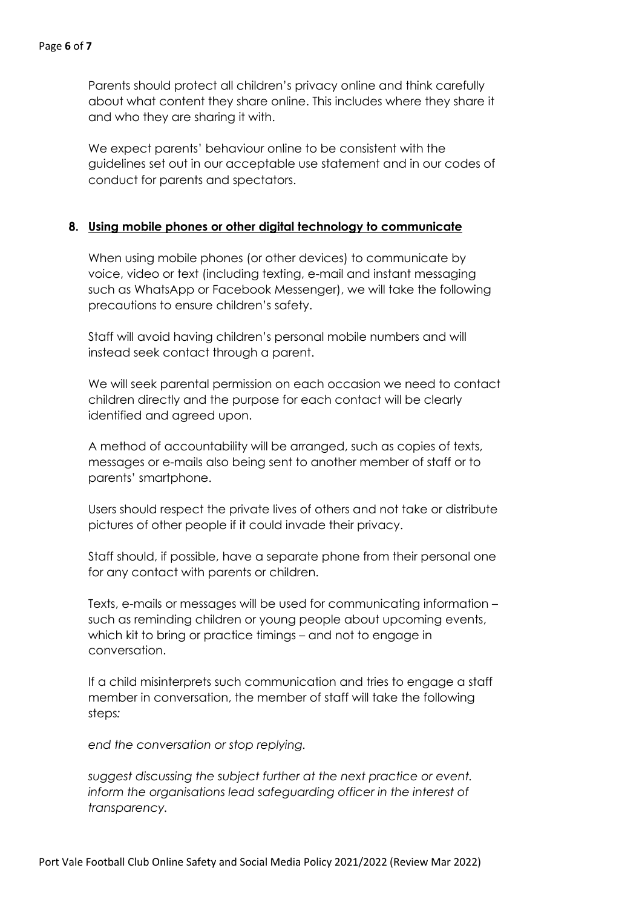Parents should protect all children's privacy online and think carefully about what content they share online. This includes where they share it and who they are sharing it with.

We expect parents' behaviour online to be consistent with the guidelines set out in our acceptable use statement and in our codes of conduct for parents and spectators.

## 8. Using mobile phones or other digital technology to communicate

When using mobile phones (or other devices) to communicate by voice, video or text (including texting, e-mail and instant messaging such as WhatsApp or Facebook Messenger), we will take the following precautions to ensure children's safety.

Staff will avoid having children's personal mobile numbers and will instead seek contact through a parent.

We will seek parental permission on each occasion we need to contact children directly and the purpose for each contact will be clearly identified and agreed upon.

A method of accountability will be arranged, such as copies of texts, messages or e-mails also being sent to another member of staff or to parents' smartphone.

Users should respect the private lives of others and not take or distribute pictures of other people if it could invade their privacy.

Staff should, if possible, have a separate phone from their personal one for any contact with parents or children.

Texts, e-mails or messages will be used for communicating information – such as reminding children or young people about upcoming events, which kit to bring or practice timings – and not to engage in conversation.

If a child misinterprets such communication and tries to engage a staff member in conversation, the member of staff will take the following steps*:*

*end the conversation or stop replying.*

*suggest discussing the subject further at the next practice or event.*
*inform the organisations lead safeguarding officer in the interest of transparency.*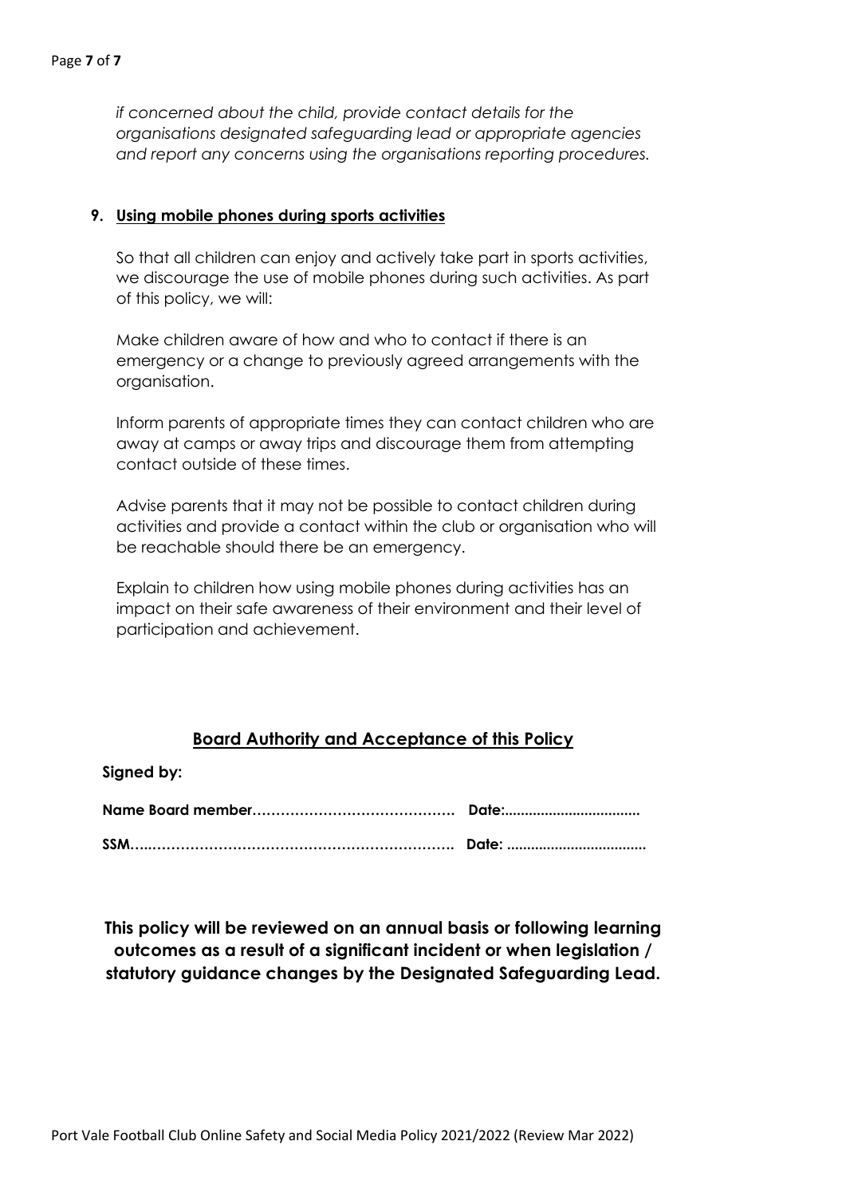*if concerned about the child, provide contact details for the organisations designated safeguarding lead or appropriate agencies and report any concerns using the organisations reporting procedures.*

## 9. Using mobile phones during sports activities

So that all children can enjoy and actively take part in sports activities, we discourage the use of mobile phones during such activities. As part of this policy, we will:

Make children aware of how and who to contact if there is an emergency or a change to previously agreed arrangements with the organisation.

Inform parents of appropriate times they can contact children who are away at camps or away trips and discourage them from attempting contact outside of these times.

Advise parents that it may not be possible to contact children during activities and provide a contact within the club or organisation who will be reachable should there be an emergency.

Explain to children how using mobile phones during activities has an impact on their safe awareness of their environment and their level of participation and achievement.

## Board Authority and Acceptance of this Policy

**Signed by:**

**Name Board member……………………………………. Date:................................**

**SSM…..…………………………………………………….. Date: ................................**

**This policy will be reviewed on an annual basis or following learning outcomes as a result of a significant incident or when legislation / statutory guidance changes by the Designated Safeguarding Lead.**